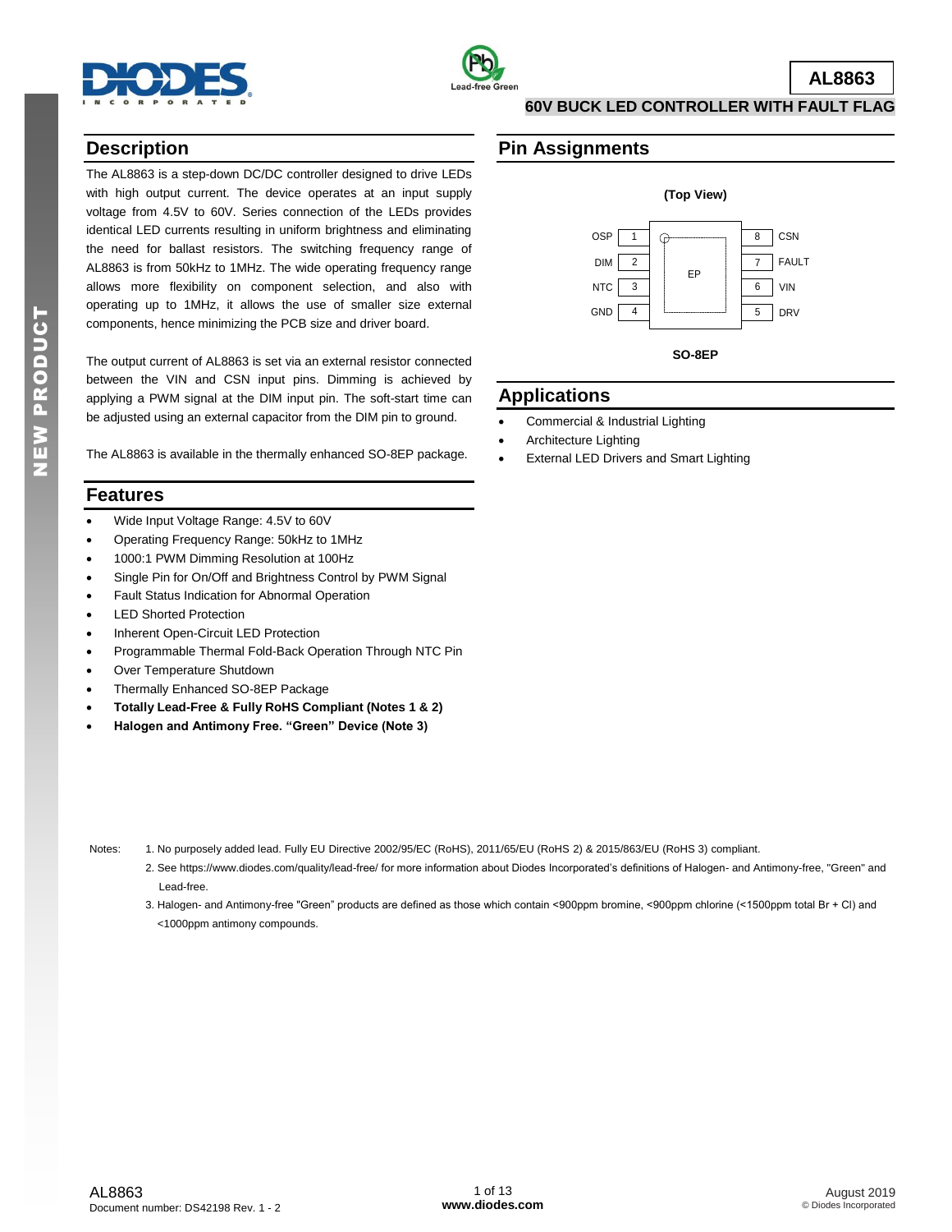# AL8863

## 60V BUCK LED CONTROLLER WITH FAULT FLAG

## Description

The AL8863 is a step-down DC/DC controller designed to drive LEDs with high output current. The device operates at an input supply voltage from 4.5V to 60V. Series connection of the LEDs provides identical LED currents resulting in uniform brightness and eliminating the need for ballast resistors. The switching frequency range of AL8863 is from 50kHz to 1MHz. The wide operating frequency range allows more flexibility on component selection, and also with operating up to 1MHz, it allows the use of smaller size external components, hence minimizing the PCB size and driver board.

The output current of AL8863 is set via an external resistor connected between the VIN and CSN input pins. Dimming is achieved by applying a PWM signal at the DIM input pin. The soft-start time can be adjusted using an external capacitor from the DIM pin to ground.

The AL8863 is available in the thermally enhanced SO-8EP package.

## Features

- Wide Input Voltage Range: 4.5V to 60V
- Operating Frequency Range: 50kHz to 1MHz
- 1000:1 PWM Dimming Resolution at 100Hz
- Single Pin for On/Off and Brightness Control by PWM Signal
- Fault Status Indication for Abnormal Operation
- LED Shorted Protection
- Inherent Open-Circuit LED Protection
- Programmable Thermal Fold-Back Operation Through NTC Pin
- Over Temperature Shutdown
- Thermally Enhanced SO-8EP Package
- **Totally Lead-Free & Fully RoHS Compliant (Notes 1 & 2)**
- **Halogen and Antimony Free. "Green" Device (Note 3)**

## Pin Assignments

**(Top View)**

| Pin | Name | | Pin | Name |
|---|---|---|---|---|
| 1 | OSP | EP | 8 | CSN |
| 2 | DIM | | 7 | FAULT |
| 3 | NTC | | 6 | VIN |
| 4 | GND | | 5 | DRV |

**SO-8EP**

## Applications

- Commercial & Industrial Lighting
- Architecture Lighting
- External LED Drivers and Smart Lighting

Notes:
1. No purposely added lead. Fully EU Directive 2002/95/EC (RoHS), 2011/65/EU (RoHS 2) & 2015/863/EU (RoHS 3) compliant.
2. See https://www.diodes.com/quality/lead-free/ for more information about Diodes Incorporated's definitions of Halogen- and Antimony-free, "Green" and Lead-free.
3. Halogen- and Antimony-free "Green" products are defined as those which contain <900ppm bromine, <900ppm chlorine (<1500ppm total Br + Cl) and <1000ppm antimony compounds.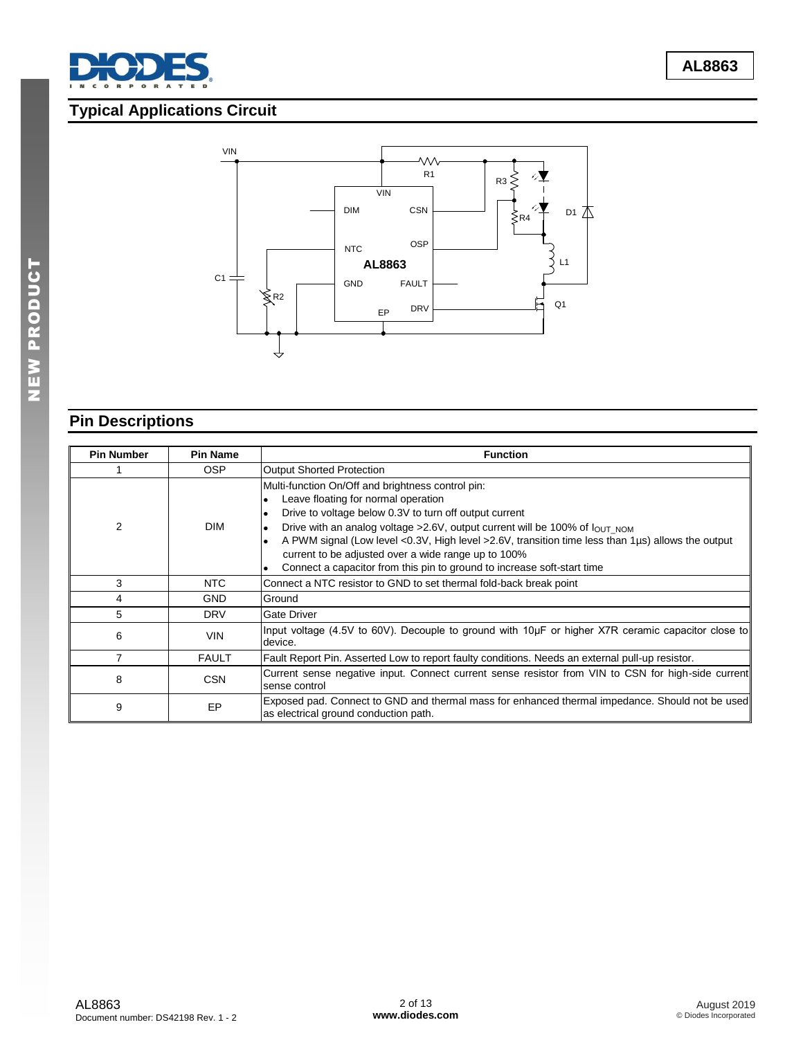## Typical Applications Circuit

## Pin Descriptions

| Pin Number | Pin Name | Function |
|---|---|---|
| 1 | OSP | Output Shorted Protection |
| 2 | DIM | Multi-function On/Off and brightness control pin:<br>• Leave floating for normal operation<br>• Drive to voltage below 0.3V to turn off output current<br>• Drive with an analog voltage >2.6V, output current will be 100% of $I_{OUT\_NOM}$<br>• A PWM signal (Low level <0.3V, High level >2.6V, transition time less than 1µs) allows the output current to be adjusted over a wide range up to 100%<br>• Connect a capacitor from this pin to ground to increase soft-start time |
| 3 | NTC | Connect a NTC resistor to GND to set thermal fold-back break point |
| 4 | GND | Ground |
| 5 | DRV | Gate Driver |
| 6 | VIN | Input voltage (4.5V to 60V). Decouple to ground with 10µF or higher X7R ceramic capacitor close to device. |
| 7 | FAULT | Fault Report Pin. Asserted Low to report faulty conditions. Needs an external pull-up resistor. |
| 8 | CSN | Current sense negative input. Connect current sense resistor from VIN to CSN for high-side current sense control |
| 9 | EP | Exposed pad. Connect to GND and thermal mass for enhanced thermal impedance. Should not be used as electrical ground conduction path. |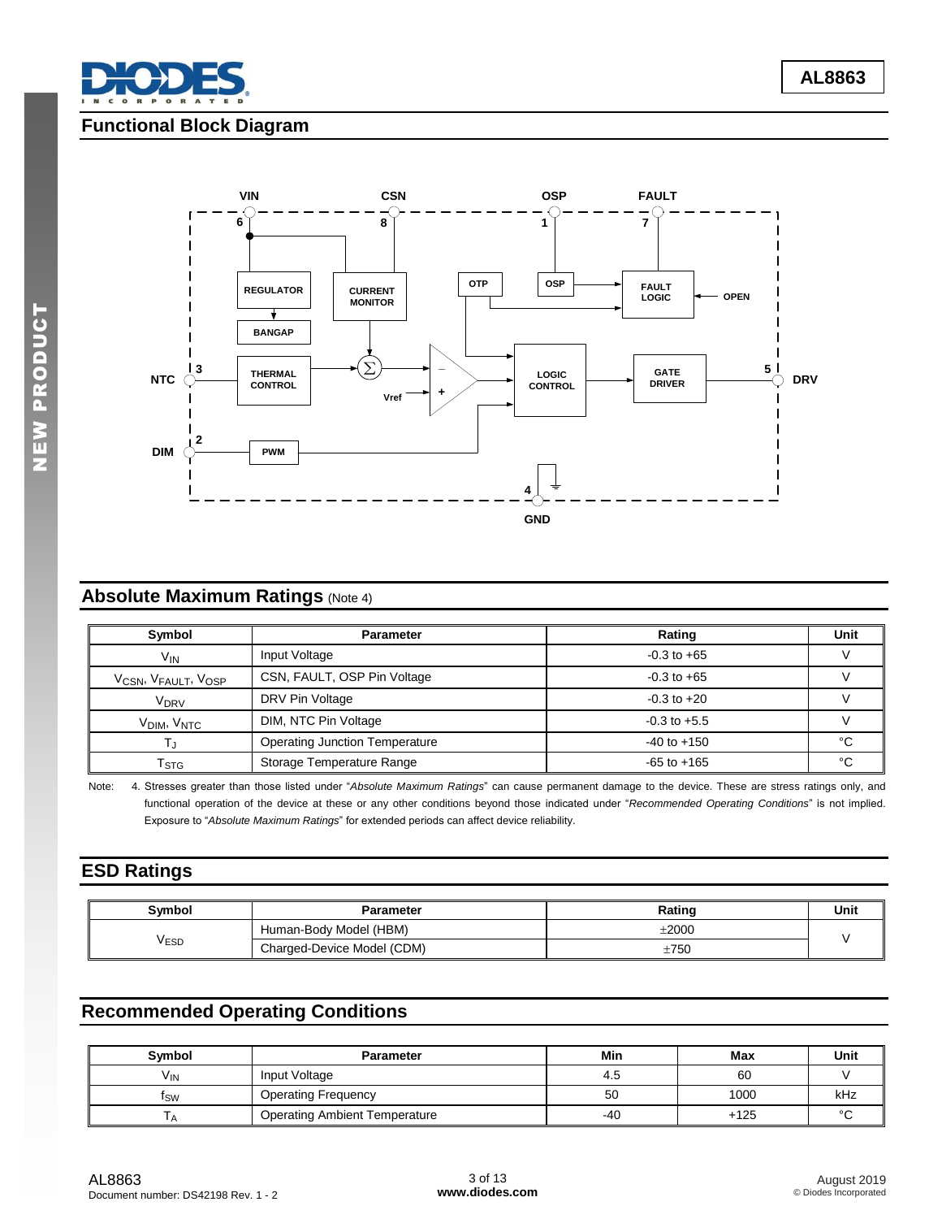## Functional Block Diagram

## Absolute Maximum Ratings (Note 4)

| Symbol | Parameter | Rating | Unit |
|---|---|---|---|
| $V_{IN}$ | Input Voltage | -0.3 to +65 | V |
| $V_{CSN}$, $V_{FAULT}$, $V_{OSP}$ | CSN, FAULT, OSP Pin Voltage | -0.3 to +65 | V |
| $V_{DRV}$ | DRV Pin Voltage | -0.3 to +20 | V |
| $V_{DIM}$, $V_{NTC}$ | DIM, NTC Pin Voltage | -0.3 to +5.5 | V |
| $T_J$ | Operating Junction Temperature | -40 to +150 | °C |
| $T_{STG}$ | Storage Temperature Range | -65 to +165 | °C |

Note: 4. Stresses greater than those listed under "*Absolute Maximum Ratings*" can cause permanent damage to the device. These are stress ratings only, and functional operation of the device at these or any other conditions beyond those indicated under "*Recommended Operating Conditions*" is not implied. Exposure to "*Absolute Maximum Ratings*" for extended periods can affect device reliability.

## ESD Ratings

| Symbol | Parameter | Rating | Unit |
|---|---|---|---|
| $V_{ESD}$ | Human-Body Model (HBM) | ±2000 | V |
| | Charged-Device Model (CDM) | ±750 | |

## Recommended Operating Conditions

| Symbol | Parameter | Min | Max | Unit |
|---|---|---|---|---|
| $V_{IN}$ | Input Voltage | 4.5 | 60 | V |
| $f_{SW}$ | Operating Frequency | 50 | 1000 | kHz |
| $T_A$ | Operating Ambient Temperature | -40 | +125 | °C |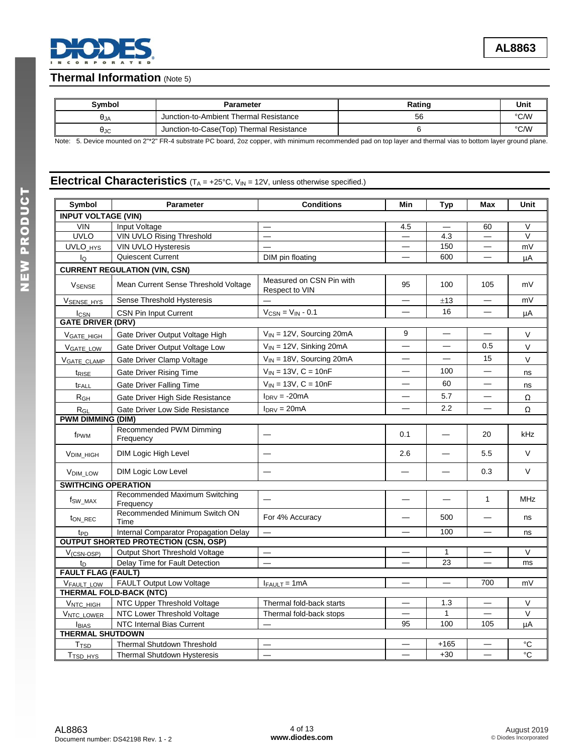## Thermal Information (Note 5)

| Symbol | Parameter | Rating | Unit |
|---|---|---|---|
| $\theta_{JA}$ | Junction-to-Ambient Thermal Resistance | 56 | °C/W |
| $\theta_{JC}$ | Junction-to-Case(Top) Thermal Resistance | 6 | °C/W |

Note: 5. Device mounted on 2"*2" FR-4 substrate PC board, 2oz copper, with minimum recommended pad on top layer and thermal vias to bottom layer ground plane.

## Electrical Characteristics ($T_A$ = +25°C, $V_{IN}$ = 12V, unless otherwise specified.)

| Symbol | Parameter | Conditions | Min | Typ | Max | Unit |
|---|---|---|---|---|---|---|
| **INPUT VOLTAGE (VIN)** | | | | | | |
| VIN | Input Voltage | — | 4.5 | — | 60 | V |
| UVLO | VIN UVLO Rising Threshold | — | — | 4.3 | — | V |
| $UVLO_{HYS}$ | VIN UVLO Hysteresis | — | — | 150 | — | mV |
| $I_Q$ | Quiescent Current | DIM pin floating | — | 600 | — | µA |
| **CURRENT REGULATION (VIN, CSN)** | | | | | | |
| $V_{SENSE}$ | Mean Current Sense Threshold Voltage | Measured on CSN Pin with Respect to VIN | 95 | 100 | 105 | mV |
| $V_{SENSE\_HYS}$ | Sense Threshold Hysteresis | — | — | ±13 | — | mV |
| $I_{CSN}$ | CSN Pin Input Current | $V_{CSN} = V_{IN}$ - 0.1 | — | 16 | — | µA |
| **GATE DRIVER (DRV)** | | | | | | |
| $V_{GATE\_HIGH}$ | Gate Driver Output Voltage High | $V_{IN}$ = 12V, Sourcing 20mA | 9 | — | — | V |
| $V_{GATE\_LOW}$ | Gate Driver Output Voltage Low | $V_{IN}$ = 12V, Sinking 20mA | — | — | 0.5 | V |
| $V_{GATE\_CLAMP}$ | Gate Driver Clamp Voltage | $V_{IN}$ = 18V, Sourcing 20mA | — | — | 15 | V |
| $t_{RISE}$ | Gate Driver Rising Time | $V_{IN}$ = 13V, C = 10nF | — | 100 | — | ns |
| $t_{FALL}$ | Gate Driver Falling Time | $V_{IN}$ = 13V, C = 10nF | — | 60 | — | ns |
| $R_{GH}$ | Gate Driver High Side Resistance | $I_{DRV}$ = -20mA | — | 5.7 | — | Ω |
| $R_{GL}$ | Gate Driver Low Side Resistance | $I_{DRV}$ = 20mA | — | 2.2 | — | Ω |
| **PWM DIMMING (DIM)** | | | | | | |
| $f_{PWM}$ | Recommended PWM Dimming Frequency | — | 0.1 | — | 20 | kHz |
| $V_{DIM\_HIGH}$ | DIM Logic High Level | — | 2.6 | — | 5.5 | V |
| $V_{DIM\_LOW}$ | DIM Logic Low Level | — | — | — | 0.3 | V |
| **SWITHCING OPERATION** | | | | | | |
| $f_{SW\_MAX}$ | Recommended Maximum Switching Frequency | — | — | — | 1 | MHz |
| $t_{ON\_REC}$ | Recommended Minimum Switch ON Time | For 4% Accuracy | — | 500 | — | ns |
| $t_{PD}$ | Internal Comparator Propagation Delay | — | — | 100 | — | ns |
| **OUTPUT SHORTED PROTECTION (CSN, OSP)** | | | | | | |
| $V_{(CSN\text{-}OSP)}$ | Output Short Threshold Voltage | — | — | 1 | — | V |
| $t_D$ | Delay Time for Fault Detection | — | — | 23 | — | ms |
| **FAULT FLAG (FAULT)** | | | | | | |
| $V_{FAULT\_LOW}$ | FAULT Output Low Voltage | $I_{FAULT}$ = 1mA | — | — | 700 | mV |
| **THERMAL FOLD-BACK (NTC)** | | | | | | |
| $V_{NTC\_HIGH}$ | NTC Upper Threshold Voltage | Thermal fold-back starts | — | 1.3 | — | V |
| $V_{NTC\_LOWER}$ | NTC Lower Threshold Voltage | Thermal fold-back stops | — | 1 | — | V |
| $I_{BIAS}$ | NTC Internal Bias Current | — | 95 | 100 | 105 | µA |
| **THERMAL SHUTDOWN** | | | | | | |
| $T_{TSD}$ | Thermal Shutdown Threshold | — | — | +165 | — | °C |
| $T_{TSD\_HYS}$ | Thermal Shutdown Hysteresis | — | — | +30 | — | °C |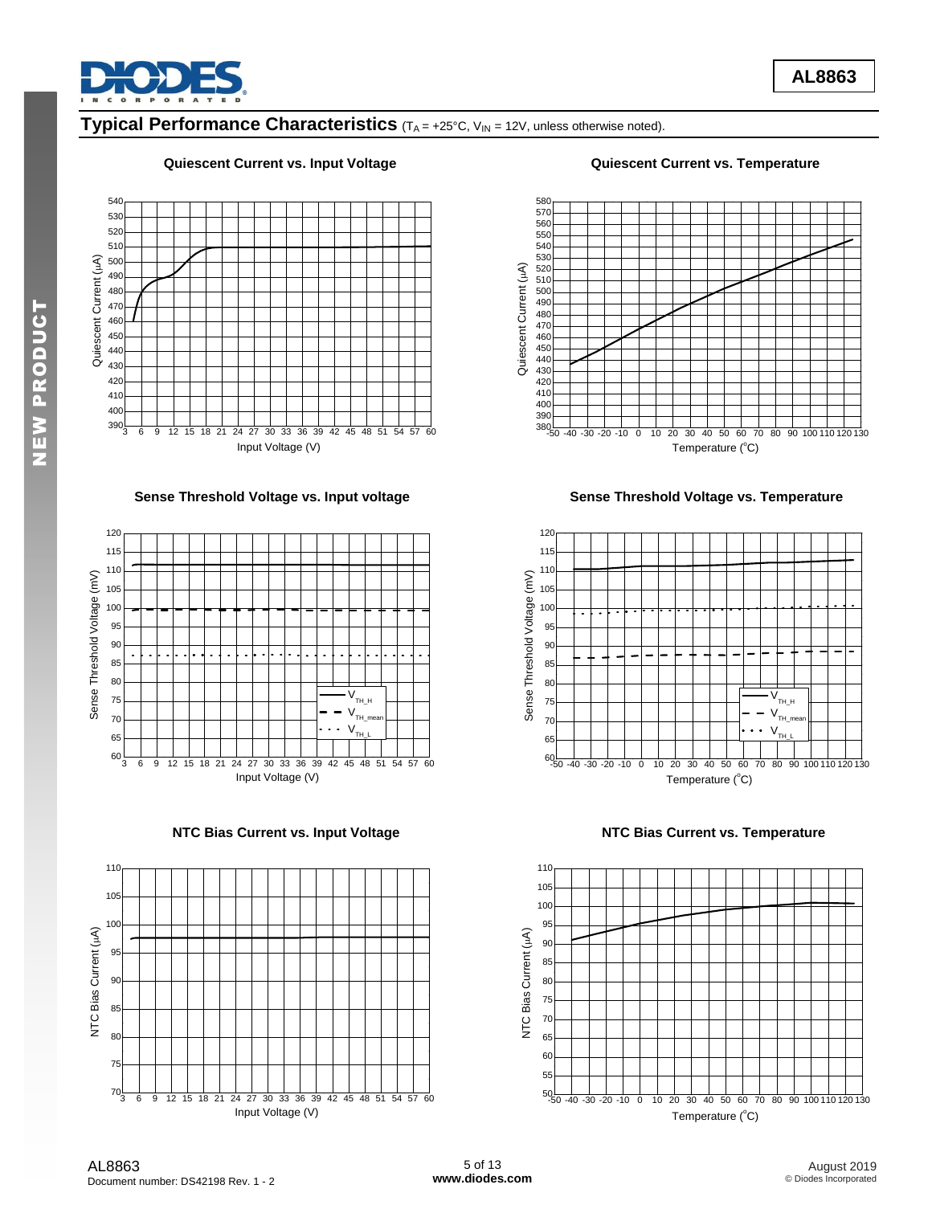## Typical Performance Characteristics ($T_A$ = +25°C, $V_{IN}$ = 12V, unless otherwise noted).

**Quiescent Current vs. Input Voltage**

**Quiescent Current vs. Temperature**

**Sense Threshold Voltage vs. Input voltage**

**Sense Threshold Voltage vs. Temperature**

**NTC Bias Current vs. Input Voltage**

**NTC Bias Current vs. Temperature**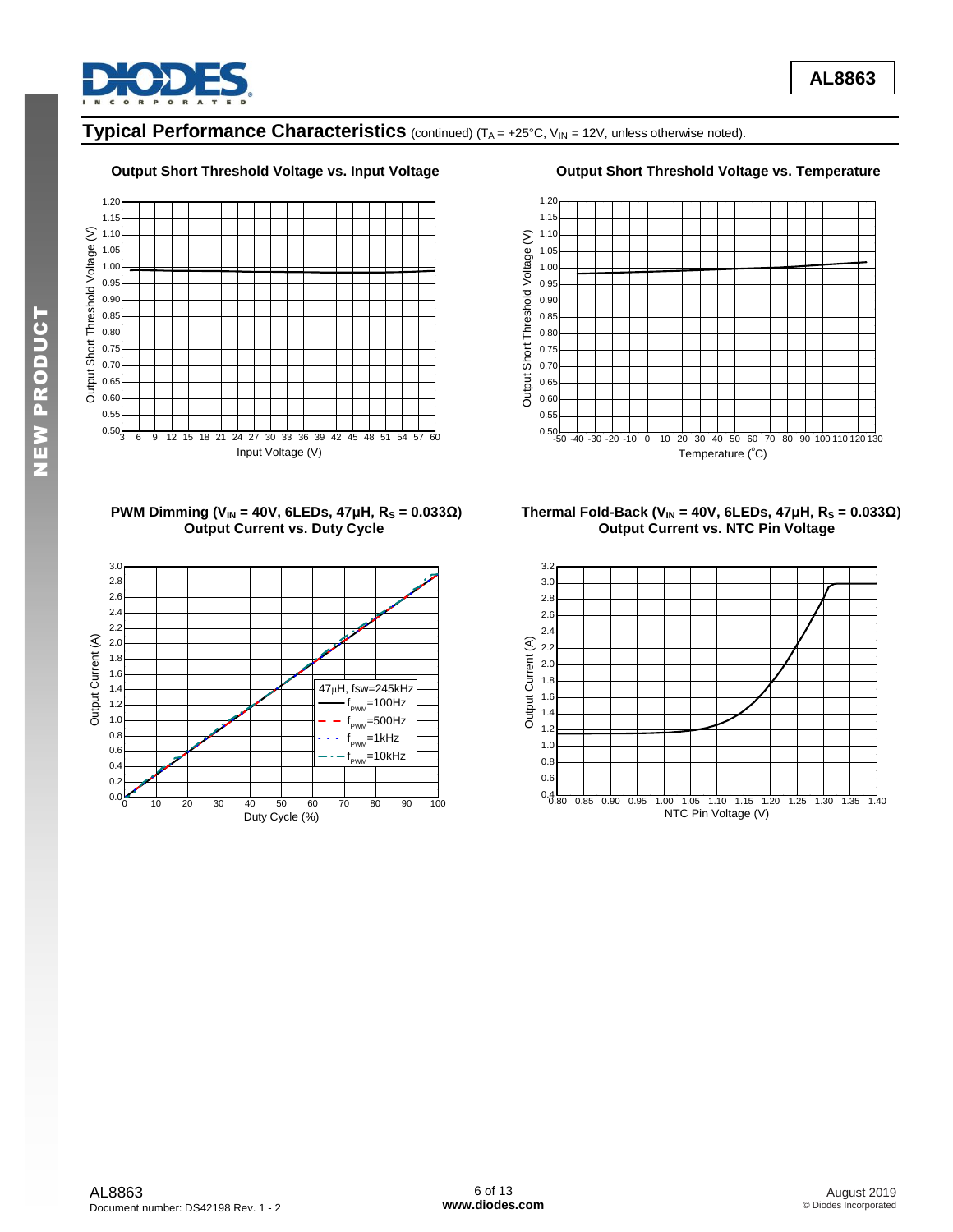## Typical Performance Characteristics (continued) ($T_A$ = +25°C, $V_{IN}$ = 12V, unless otherwise noted).

**Output Short Threshold Voltage vs. Input Voltage**

**Output Short Threshold Voltage vs. Temperature**

**PWM Dimming ($V_{IN}$ = 40V, 6LEDs, 47µH, $R_S$ = 0.033Ω) Output Current vs. Duty Cycle**

**Thermal Fold-Back ($V_{IN}$ = 40V, 6LEDs, 47µH, $R_S$ = 0.033Ω) Output Current vs. NTC Pin Voltage**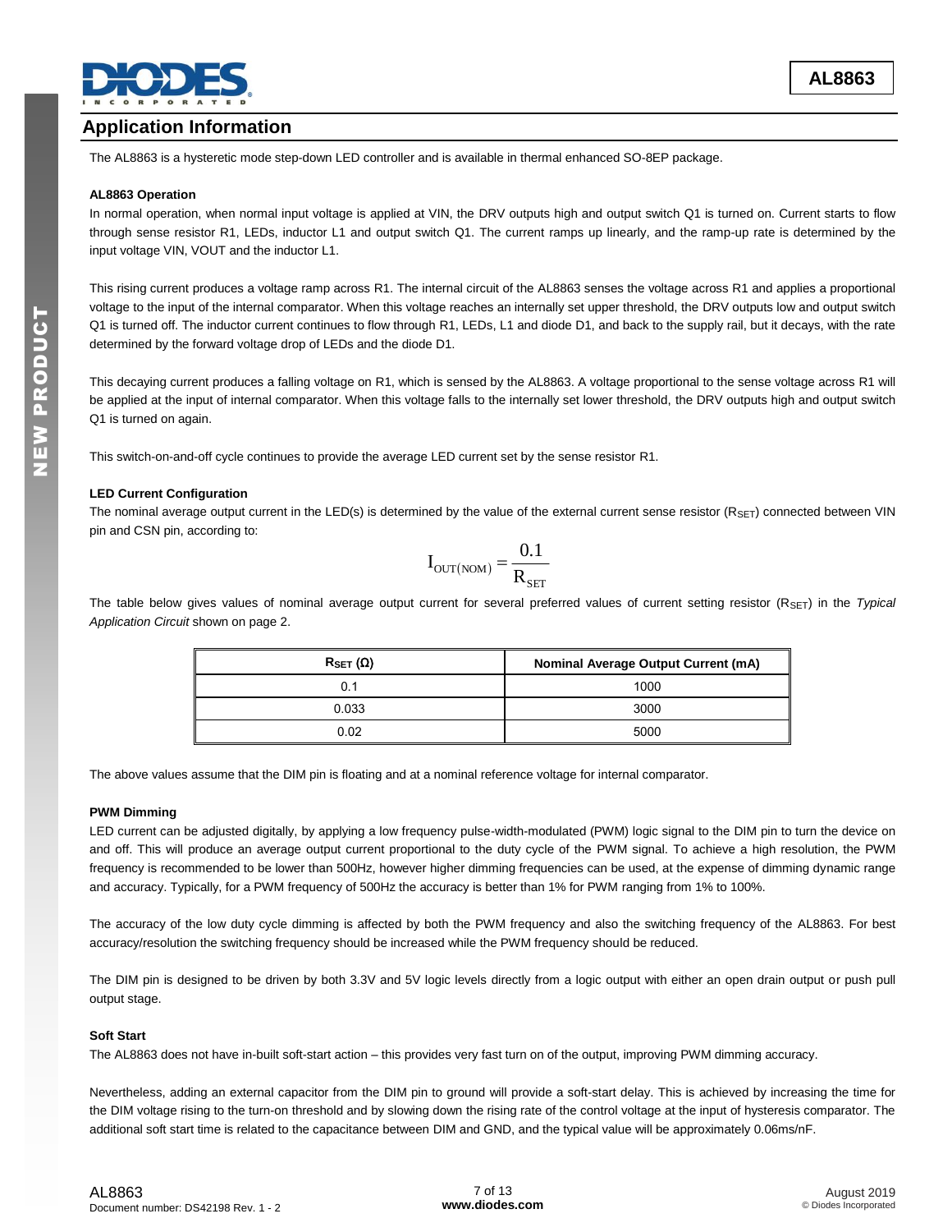## Application Information

The AL8863 is a hysteretic mode step-down LED controller and is available in thermal enhanced SO-8EP package.

### AL8863 Operation

In normal operation, when normal input voltage is applied at VIN, the DRV outputs high and output switch Q1 is turned on. Current starts to flow through sense resistor R1, LEDs, inductor L1 and output switch Q1. The current ramps up linearly, and the ramp-up rate is determined by the input voltage VIN, VOUT and the inductor L1.

This rising current produces a voltage ramp across R1. The internal circuit of the AL8863 senses the voltage across R1 and applies a proportional voltage to the input of the internal comparator. When this voltage reaches an internally set upper threshold, the DRV outputs low and output switch Q1 is turned off. The inductor current continues to flow through R1, LEDs, L1 and diode D1, and back to the supply rail, but it decays, with the rate determined by the forward voltage drop of LEDs and the diode D1.

This decaying current produces a falling voltage on R1, which is sensed by the AL8863. A voltage proportional to the sense voltage across R1 will be applied at the input of internal comparator. When this voltage falls to the internally set lower threshold, the DRV outputs high and output switch Q1 is turned on again.

This switch-on-and-off cycle continues to provide the average LED current set by the sense resistor R1.

### LED Current Configuration

The nominal average output current in the LED(s) is determined by the value of the external current sense resistor ($R_{SET}$) connected between VIN pin and CSN pin, according to:

$$I_{OUT(NOM)} = \frac{0.1}{R_{SET}}$$

The table below gives values of nominal average output current for several preferred values of current setting resistor ($R_{SET}$) in the *Typical Application Circuit* shown on page 2.

| $R_{SET}$ (Ω) | Nominal Average Output Current (mA) |
|---|---|
| 0.1 | 1000 |
| 0.033 | 3000 |
| 0.02 | 5000 |

The above values assume that the DIM pin is floating and at a nominal reference voltage for internal comparator.

### PWM Dimming

LED current can be adjusted digitally, by applying a low frequency pulse-width-modulated (PWM) logic signal to the DIM pin to turn the device on and off. This will produce an average output current proportional to the duty cycle of the PWM signal. To achieve a high resolution, the PWM frequency is recommended to be lower than 500Hz, however higher dimming frequencies can be used, at the expense of dimming dynamic range and accuracy. Typically, for a PWM frequency of 500Hz the accuracy is better than 1% for PWM ranging from 1% to 100%.

The accuracy of the low duty cycle dimming is affected by both the PWM frequency and also the switching frequency of the AL8863. For best accuracy/resolution the switching frequency should be increased while the PWM frequency should be reduced.

The DIM pin is designed to be driven by both 3.3V and 5V logic levels directly from a logic output with either an open drain output or push pull output stage.

### Soft Start

The AL8863 does not have in-built soft-start action – this provides very fast turn on of the output, improving PWM dimming accuracy.

Nevertheless, adding an external capacitor from the DIM pin to ground will provide a soft-start delay. This is achieved by increasing the time for the DIM voltage rising to the turn-on threshold and by slowing down the rising rate of the control voltage at the input of hysteresis comparator. The additional soft start time is related to the capacitance between DIM and GND, and the typical value will be approximately 0.06ms/nF.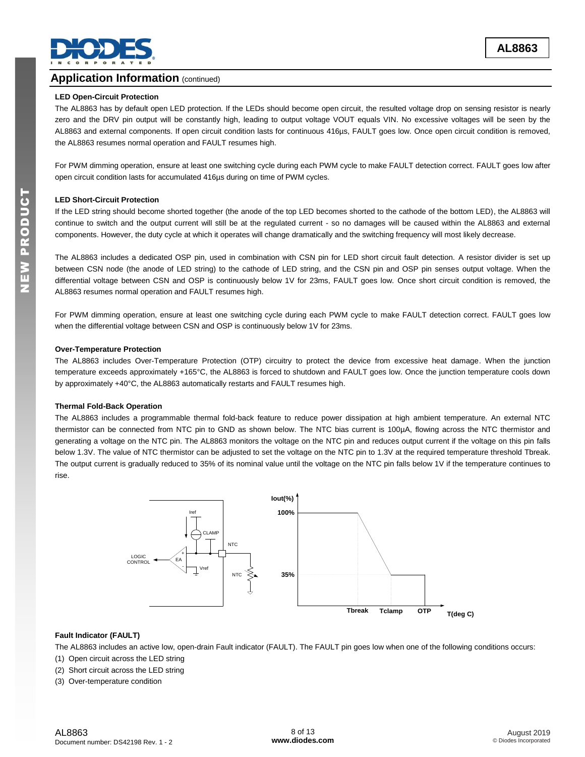## Application Information (continued)

### LED Open-Circuit Protection

The AL8863 has by default open LED protection. If the LEDs should become open circuit, the resulted voltage drop on sensing resistor is nearly zero and the DRV pin output will be constantly high, leading to output voltage VOUT equals VIN. No excessive voltages will be seen by the AL8863 and external components. If open circuit condition lasts for continuous 416µs, FAULT goes low. Once open circuit condition is removed, the AL8863 resumes normal operation and FAULT resumes high.

For PWM dimming operation, ensure at least one switching cycle during each PWM cycle to make FAULT detection correct. FAULT goes low after open circuit condition lasts for accumulated 416µs during on time of PWM cycles.

### LED Short-Circuit Protection

If the LED string should become shorted together (the anode of the top LED becomes shorted to the cathode of the bottom LED), the AL8863 will continue to switch and the output current will still be at the regulated current - so no damages will be caused within the AL8863 and external components. However, the duty cycle at which it operates will change dramatically and the switching frequency will most likely decrease.

The AL8863 includes a dedicated OSP pin, used in combination with CSN pin for LED short circuit fault detection. A resistor divider is set up between CSN node (the anode of LED string) to the cathode of LED string, and the CSN pin and OSP pin senses output voltage. When the differential voltage between CSN and OSP is continuously below 1V for 23ms, FAULT goes low. Once short circuit condition is removed, the AL8863 resumes normal operation and FAULT resumes high.

For PWM dimming operation, ensure at least one switching cycle during each PWM cycle to make FAULT detection correct. FAULT goes low when the differential voltage between CSN and OSP is continuously below 1V for 23ms.

### Over-Temperature Protection

The AL8863 includes Over-Temperature Protection (OTP) circuitry to protect the device from excessive heat damage. When the junction temperature exceeds approximately +165°C, the AL8863 is forced to shutdown and FAULT goes low. Once the junction temperature cools down by approximately +40°C, the AL8863 automatically restarts and FAULT resumes high.

### Thermal Fold-Back Operation

The AL8863 includes a programmable thermal fold-back feature to reduce power dissipation at high ambient temperature. An external NTC thermistor can be connected from NTC pin to GND as shown below. The NTC bias current is 100µA, flowing across the NTC thermistor and generating a voltage on the NTC pin. The AL8863 monitors the voltage on the NTC pin and reduces output current if the voltage on this pin falls below 1.3V. The value of NTC thermistor can be adjusted to set the voltage on the NTC pin to 1.3V at the required temperature threshold Tbreak. The output current is gradually reduced to 35% of its nominal value until the voltage on the NTC pin falls below 1V if the temperature continues to rise.

### Fault Indicator (FAULT)

The AL8863 includes an active low, open-drain Fault indicator (FAULT). The FAULT pin goes low when one of the following conditions occurs:

(1) Open circuit across the LED string
(2) Short circuit across the LED string
(3) Over-temperature condition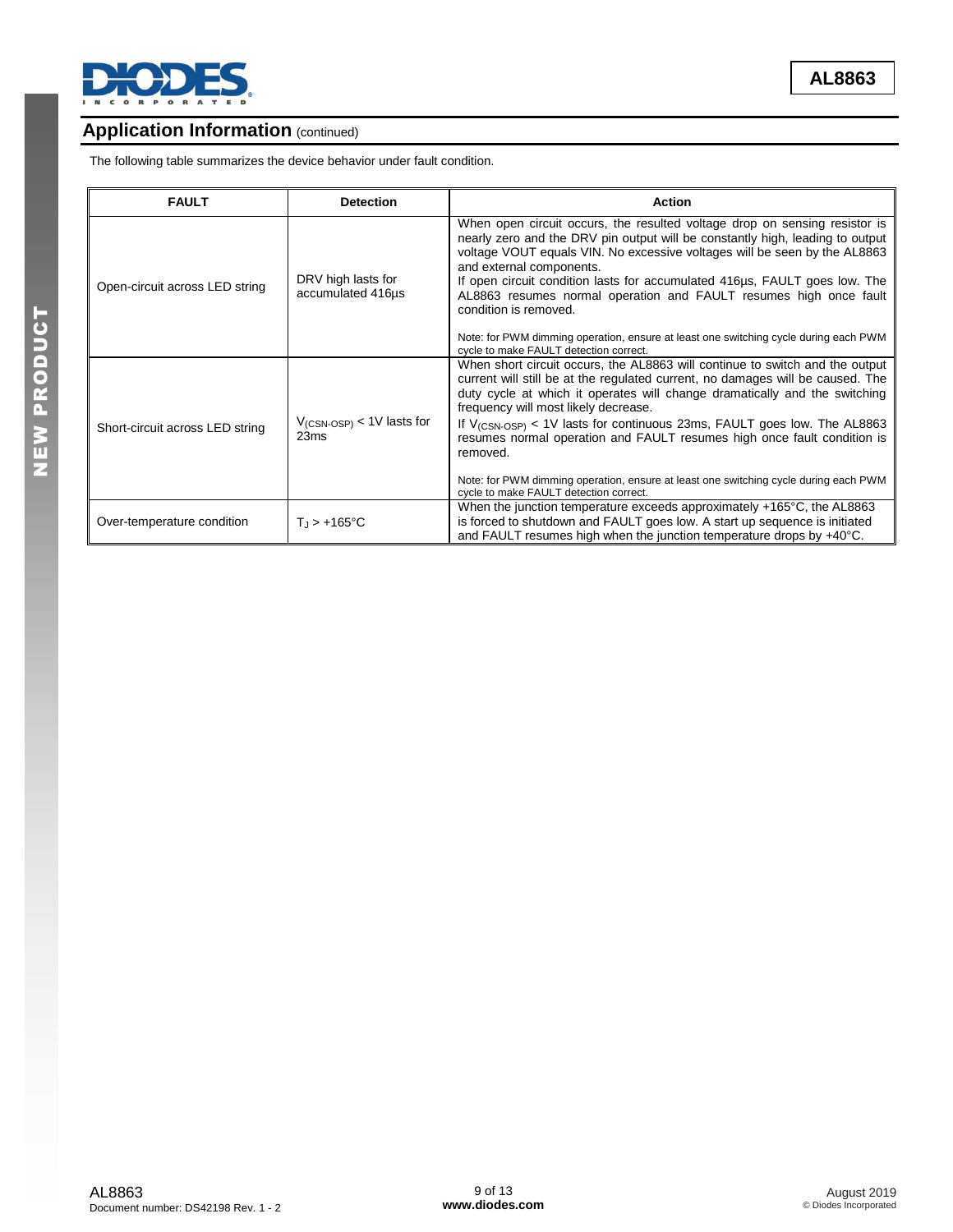## Application Information (continued)

The following table summarizes the device behavior under fault condition.

| FAULT | Detection | Action |
|---|---|---|
| Open-circuit across LED string | DRV high lasts for accumulated 416µs | When open circuit occurs, the resulted voltage drop on sensing resistor is nearly zero and the DRV pin output will be constantly high, leading to output voltage VOUT equals VIN. No excessive voltages will be seen by the AL8863 and external components.<br>If open circuit condition lasts for accumulated 416µs, FAULT goes low. The AL8863 resumes normal operation and FAULT resumes high once fault condition is removed.<br><br>Note: for PWM dimming operation, ensure at least one switching cycle during each PWM cycle to make FAULT detection correct. |
| Short-circuit across LED string | $V_{(CSN\text{-}OSP)}$ < 1V lasts for 23ms | When short circuit occurs, the AL8863 will continue to switch and the output current will still be at the regulated current, no damages will be caused. The duty cycle at which it operates will change dramatically and the switching frequency will most likely decrease.<br>If $V_{(CSN\text{-}OSP)}$ < 1V lasts for continuous 23ms, FAULT goes low. The AL8863 resumes normal operation and FAULT resumes high once fault condition is removed.<br><br>Note: for PWM dimming operation, ensure at least one switching cycle during each PWM cycle to make FAULT detection correct. |
| Over-temperature condition | $T_J$ > +165°C | When the junction temperature exceeds approximately +165°C, the AL8863 is forced to shutdown and FAULT goes low. A start up sequence is initiated and FAULT resumes high when the junction temperature drops by +40°C. |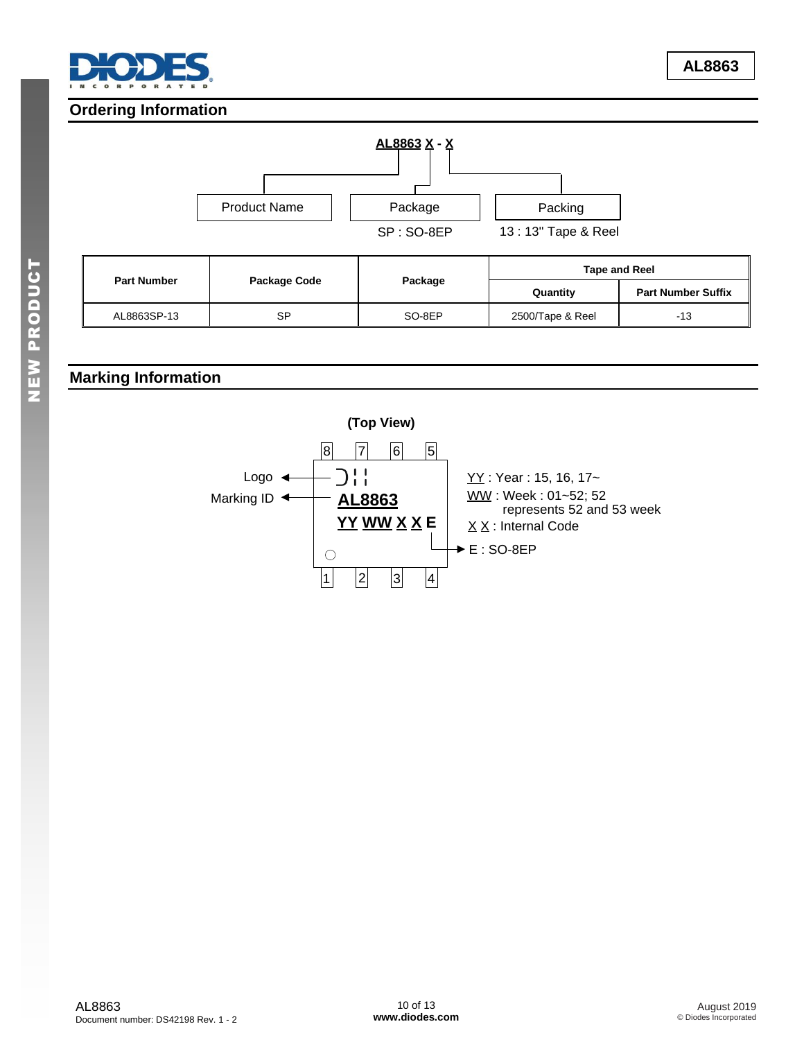## Ordering Information

**AL8863 X - X**

- Product Name
- Package
  - SP : SO-8EP
- Packing
  - 13 : 13" Tape & Reel

| Part Number | Package Code | Package | Tape and Reel | |
|---|---|---|---|---|
| | | | Quantity | Part Number Suffix |
| AL8863SP-13 | SP | SO-8EP | 2500/Tape & Reel | -13 |

## Marking Information

**(Top View)**

Pins: 8, 7, 6, 5 (top); 1, 2, 3, 4 (bottom)

- Logo
- Marking ID: **AL8863**
- **YY WW X X E**

YY : Year : 15, 16, 17~

WW : Week : 01~52; 52 represents 52 and 53 week

X X : Internal Code

E : SO-8EP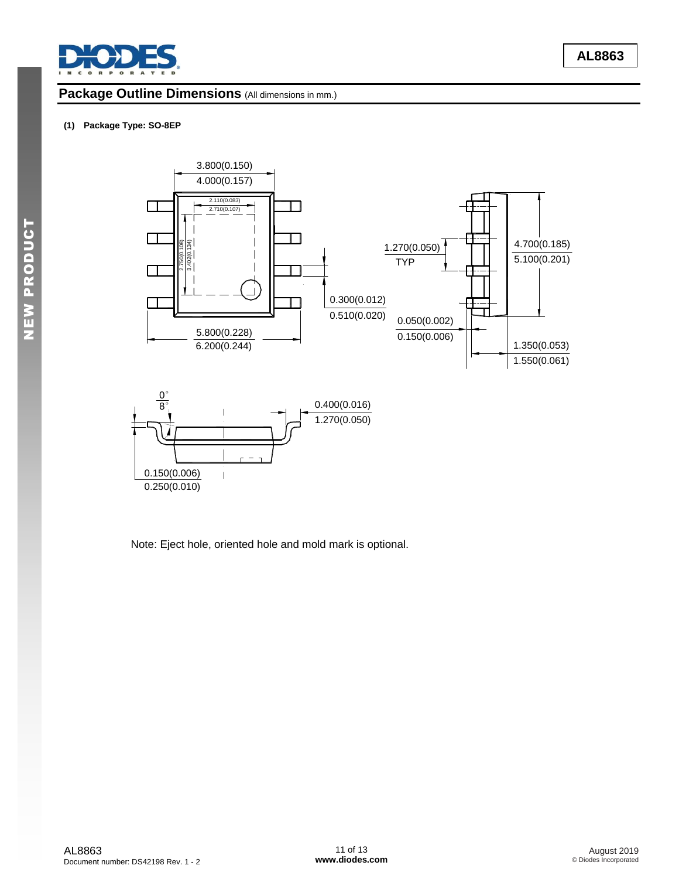## Package Outline Dimensions (All dimensions in mm.)

**(1) Package Type: SO-8EP**

3.800(0.150)
4.000(0.157)

2.110(0.083)
2.710(0.107)

2.750(0.108)
3.402(0.134)

1.270(0.050)
TYP

4.700(0.185)
5.100(0.201)

0.300(0.012)
0.510(0.020)

0.050(0.002)
0.150(0.006)

5.800(0.228)
6.200(0.244)

1.350(0.053)
1.550(0.061)

0°
8°

0.400(0.016)
1.270(0.050)

0.150(0.006)
0.250(0.010)

Note: Eject hole, oriented hole and mold mark is optional.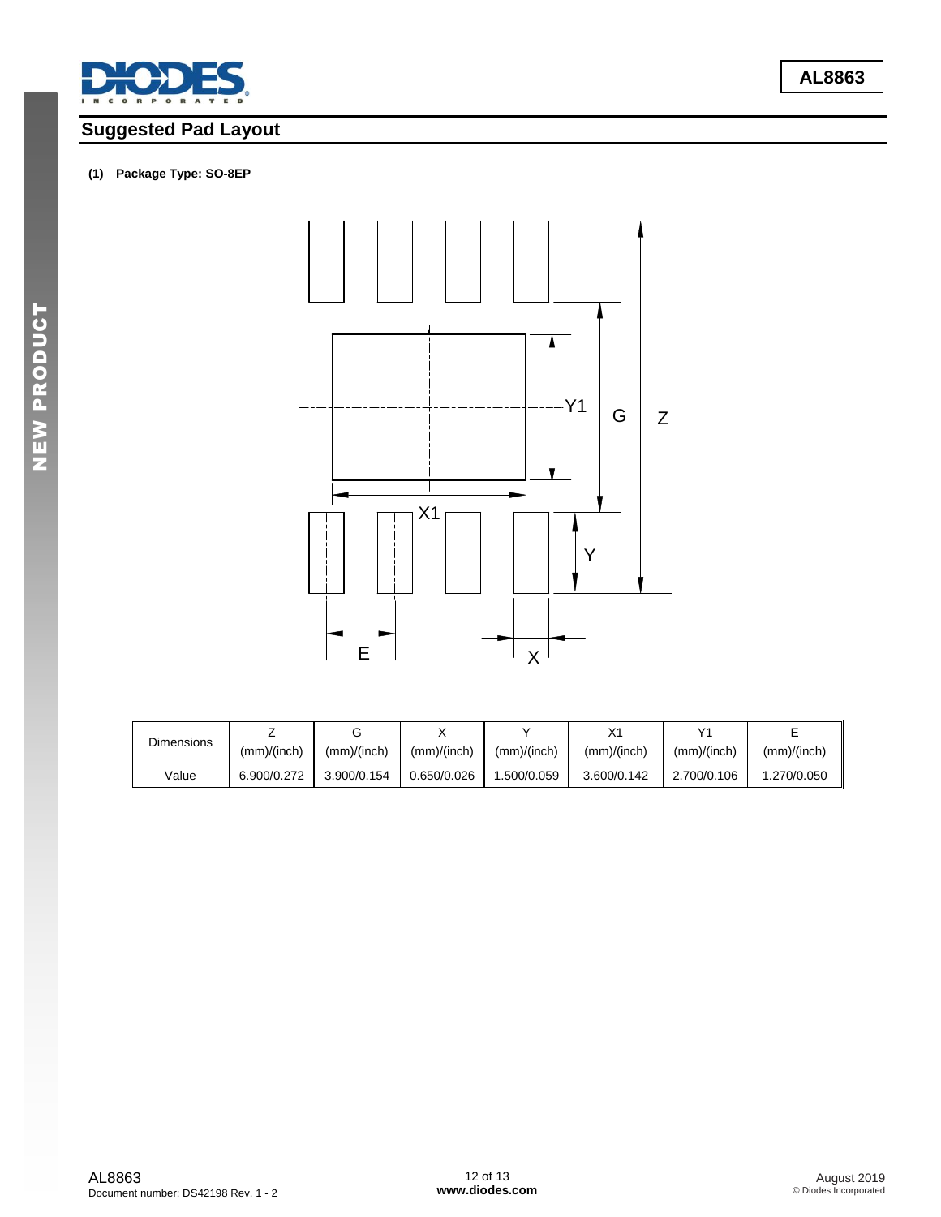## Suggested Pad Layout

**(1) Package Type: SO-8EP**

| Dimensions | Z (mm)/(inch) | G (mm)/(inch) | X (mm)/(inch) | Y (mm)/(inch) | X1 (mm)/(inch) | Y1 (mm)/(inch) | E (mm)/(inch) |
|---|---|---|---|---|---|---|---|
| Value | 6.900/0.272 | 3.900/0.154 | 0.650/0.026 | 1.500/0.059 | 3.600/0.142 | 2.700/0.106 | 1.270/0.050 |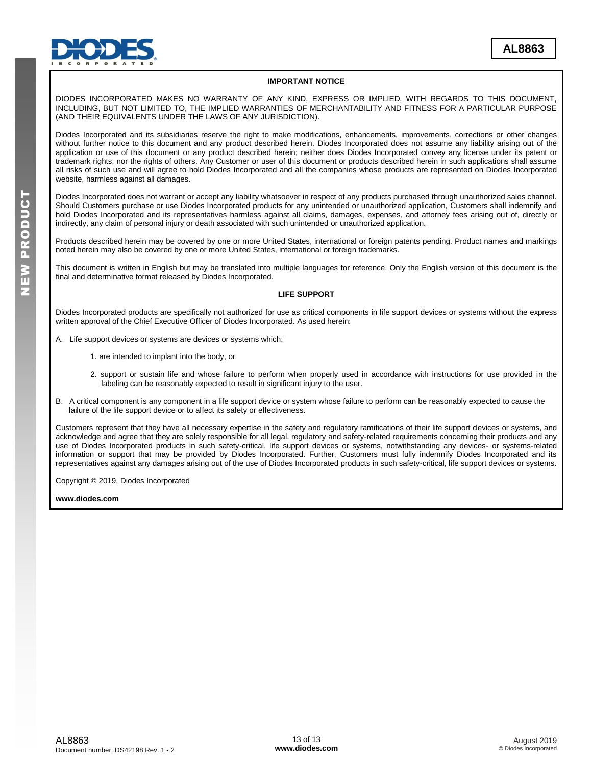## IMPORTANT NOTICE

DIODES INCORPORATED MAKES NO WARRANTY OF ANY KIND, EXPRESS OR IMPLIED, WITH REGARDS TO THIS DOCUMENT, INCLUDING, BUT NOT LIMITED TO, THE IMPLIED WARRANTIES OF MERCHANTABILITY AND FITNESS FOR A PARTICULAR PURPOSE (AND THEIR EQUIVALENTS UNDER THE LAWS OF ANY JURISDICTION).

Diodes Incorporated and its subsidiaries reserve the right to make modifications, enhancements, improvements, corrections or other changes without further notice to this document and any product described herein. Diodes Incorporated does not assume any liability arising out of the application or use of this document or any product described herein; neither does Diodes Incorporated convey any license under its patent or trademark rights, nor the rights of others. Any Customer or user of this document or products described herein in such applications shall assume all risks of such use and will agree to hold Diodes Incorporated and all the companies whose products are represented on Diodes Incorporated website, harmless against all damages.

Diodes Incorporated does not warrant or accept any liability whatsoever in respect of any products purchased through unauthorized sales channel. Should Customers purchase or use Diodes Incorporated products for any unintended or unauthorized application, Customers shall indemnify and hold Diodes Incorporated and its representatives harmless against all claims, damages, expenses, and attorney fees arising out of, directly or indirectly, any claim of personal injury or death associated with such unintended or unauthorized application.

Products described herein may be covered by one or more United States, international or foreign patents pending. Product names and markings noted herein may also be covered by one or more United States, international or foreign trademarks.

This document is written in English but may be translated into multiple languages for reference. Only the English version of this document is the final and determinative format released by Diodes Incorporated.

## LIFE SUPPORT

Diodes Incorporated products are specifically not authorized for use as critical components in life support devices or systems without the express written approval of the Chief Executive Officer of Diodes Incorporated. As used herein:

A. Life support devices or systems are devices or systems which:

1. are intended to implant into the body, or

2. support or sustain life and whose failure to perform when properly used in accordance with instructions for use provided in the labeling can be reasonably expected to result in significant injury to the user.

B. A critical component is any component in a life support device or system whose failure to perform can be reasonably expected to cause the failure of the life support device or to affect its safety or effectiveness.

Customers represent that they have all necessary expertise in the safety and regulatory ramifications of their life support devices or systems, and acknowledge and agree that they are solely responsible for all legal, regulatory and safety-related requirements concerning their products and any use of Diodes Incorporated products in such safety-critical, life support devices or systems, notwithstanding any devices- or systems-related information or support that may be provided by Diodes Incorporated. Further, Customers must fully indemnify Diodes Incorporated and its representatives against any damages arising out of the use of Diodes Incorporated products in such safety-critical, life support devices or systems.

Copyright © 2019, Diodes Incorporated

**www.diodes.com**